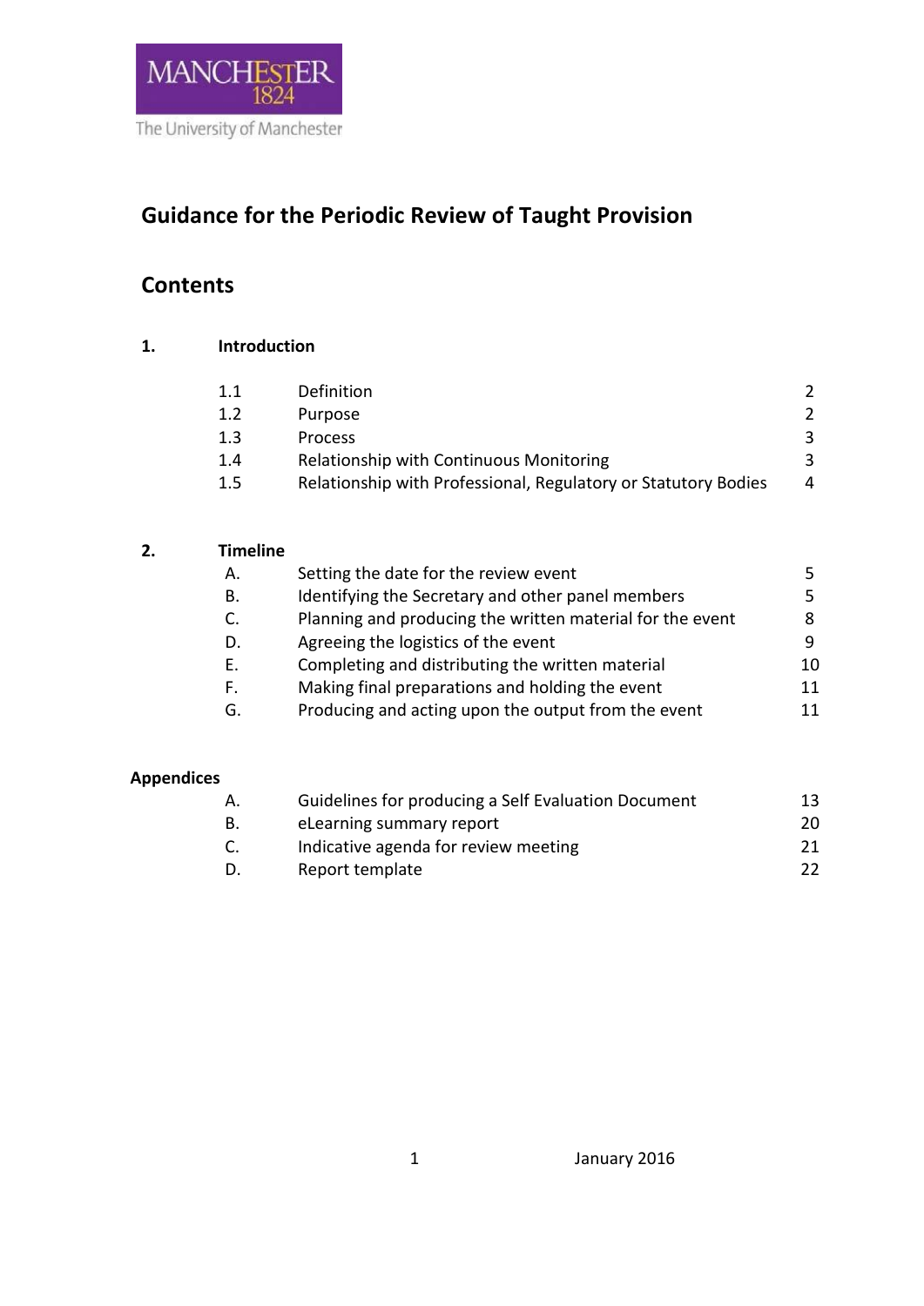MANCHESTER 1824

The University of Manchester

# Guidance for the Periodic Review of Taught Provision

## Contents

**1. Introduction**

| | | |
|---|---|---|
| 1.1 | Definition | 2 |
| 1.2 | Purpose | 2 |
| 1.3 | Process | 3 |
| 1.4 | Relationship with Continuous Monitoring | 3 |
| 1.5 | Relationship with Professional, Regulatory or Statutory Bodies | 4 |

**2. Timeline**

| | | |
|---|---|---|
| A. | Setting the date for the review event | 5 |
| B. | Identifying the Secretary and other panel members | 5 |
| C. | Planning and producing the written material for the event | 8 |
| D. | Agreeing the logistics of the event | 9 |
| E. | Completing and distributing the written material | 10 |
| F. | Making final preparations and holding the event | 11 |
| G. | Producing and acting upon the output from the event | 11 |

**Appendices**

| | | |
|---|---|---|
| A. | Guidelines for producing a Self Evaluation Document | 13 |
| B. | eLearning summary report | 20 |
| C. | Indicative agenda for review meeting | 21 |
| D. | Report template | 22 |

January 2016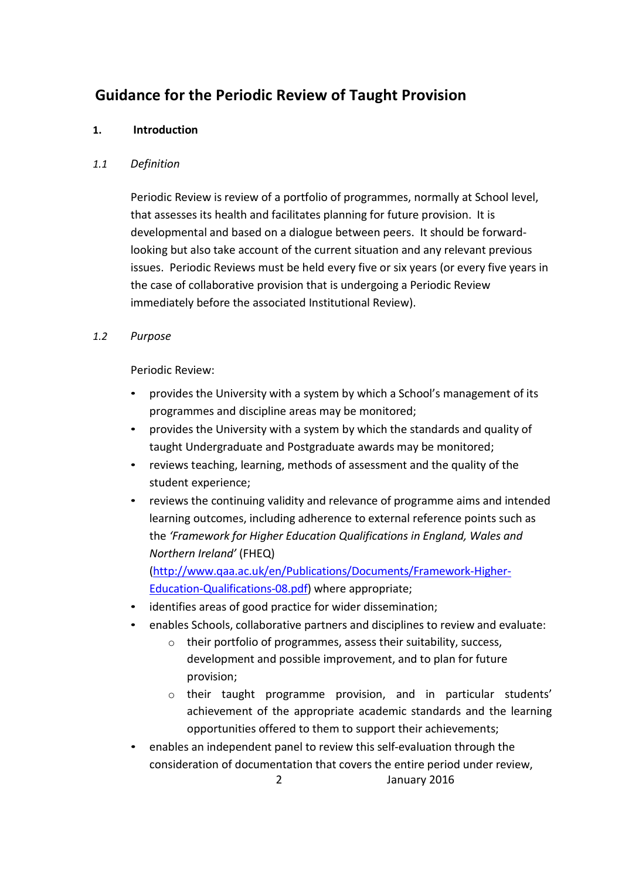# Guidance for the Periodic Review of Taught Provision

## 1. Introduction

### *1.1 Definition*

Periodic Review is review of a portfolio of programmes, normally at School level, that assesses its health and facilitates planning for future provision. It is developmental and based on a dialogue between peers. It should be forward-looking but also take account of the current situation and any relevant previous issues. Periodic Reviews must be held every five or six years (or every five years in the case of collaborative provision that is undergoing a Periodic Review immediately before the associated Institutional Review).

### *1.2 Purpose*

Periodic Review:

- provides the University with a system by which a School's management of its programmes and discipline areas may be monitored;
- provides the University with a system by which the standards and quality of taught Undergraduate and Postgraduate awards may be monitored;
- reviews teaching, learning, methods of assessment and the quality of the student experience;
- reviews the continuing validity and relevance of programme aims and intended learning outcomes, including adherence to external reference points such as the *'Framework for Higher Education Qualifications in England, Wales and Northern Ireland'* (FHEQ) ([http://www.qaa.ac.uk/en/Publications/Documents/Framework-Higher-Education-Qualifications-08.pdf](http://www.qaa.ac.uk/en/Publications/Documents/Framework-Higher-Education-Qualifications-08.pdf)) where appropriate;
- identifies areas of good practice for wider dissemination;
- enables Schools, collaborative partners and disciplines to review and evaluate:
  - their portfolio of programmes, assess their suitability, success, development and possible improvement, and to plan for future provision;
  - their taught programme provision, and in particular students' achievement of the appropriate academic standards and the learning opportunities offered to them to support their achievements;
- enables an independent panel to review this self-evaluation through the consideration of documentation that covers the entire period under review,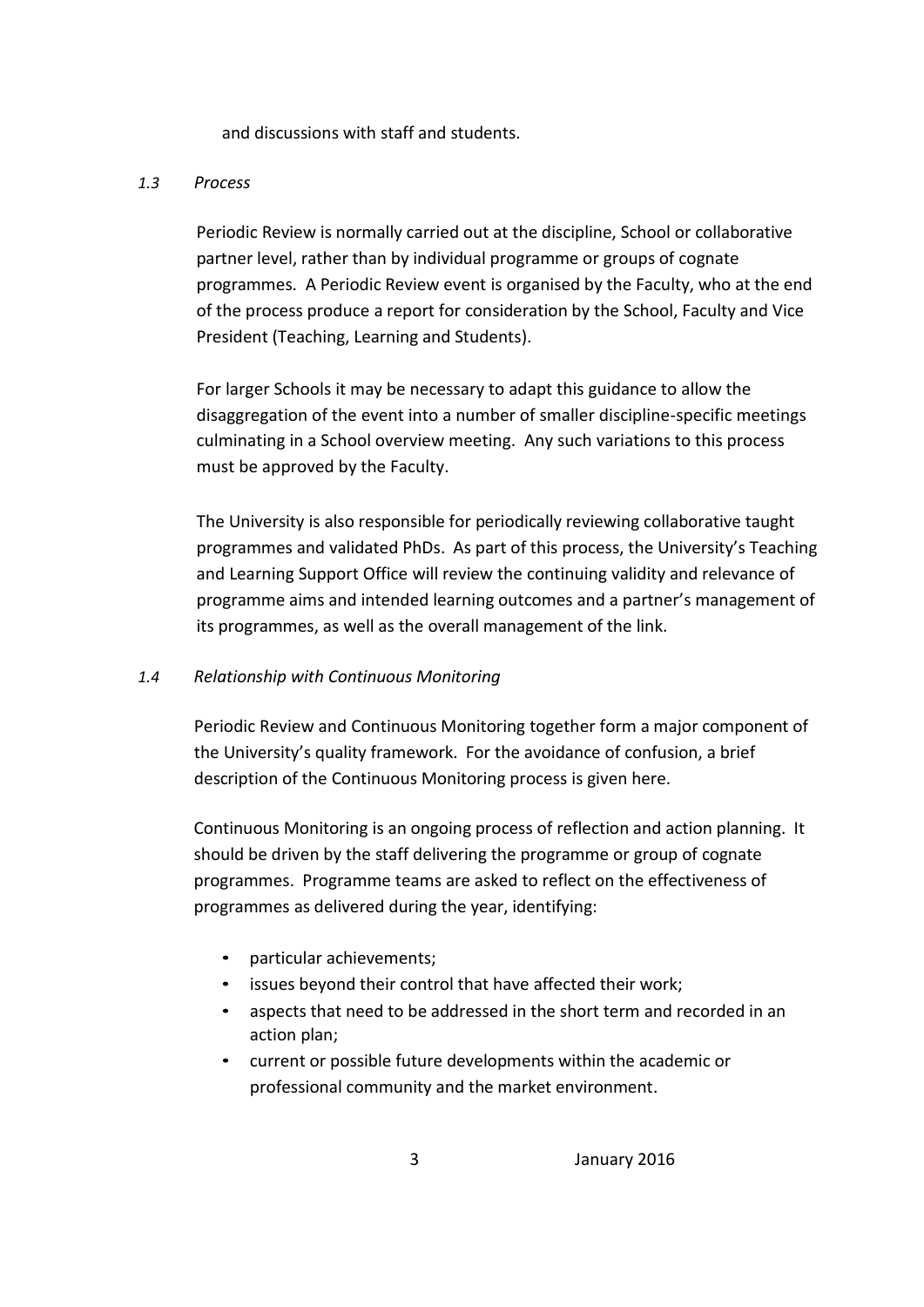and discussions with staff and students.

### *1.3 Process*

Periodic Review is normally carried out at the discipline, School or collaborative partner level, rather than by individual programme or groups of cognate programmes. A Periodic Review event is organised by the Faculty, who at the end of the process produce a report for consideration by the School, Faculty and Vice President (Teaching, Learning and Students).

For larger Schools it may be necessary to adapt this guidance to allow the disaggregation of the event into a number of smaller discipline-specific meetings culminating in a School overview meeting. Any such variations to this process must be approved by the Faculty.

The University is also responsible for periodically reviewing collaborative taught programmes and validated PhDs. As part of this process, the University's Teaching and Learning Support Office will review the continuing validity and relevance of programme aims and intended learning outcomes and a partner's management of its programmes, as well as the overall management of the link.

### *1.4 Relationship with Continuous Monitoring*

Periodic Review and Continuous Monitoring together form a major component of the University's quality framework. For the avoidance of confusion, a brief description of the Continuous Monitoring process is given here.

Continuous Monitoring is an ongoing process of reflection and action planning. It should be driven by the staff delivering the programme or group of cognate programmes. Programme teams are asked to reflect on the effectiveness of programmes as delivered during the year, identifying:

- particular achievements;
- issues beyond their control that have affected their work;
- aspects that need to be addressed in the short term and recorded in an action plan;
- current or possible future developments within the academic or professional community and the market environment.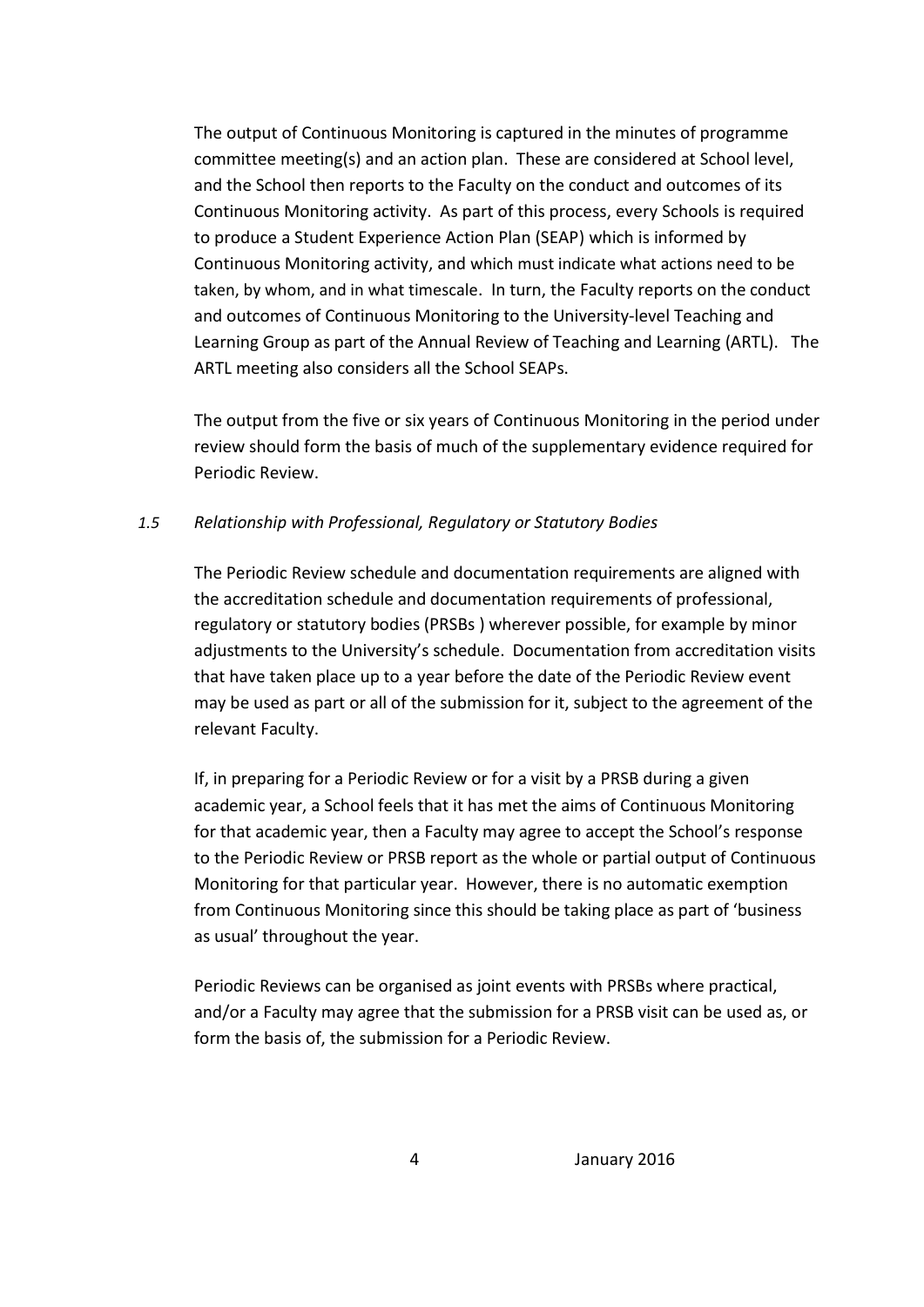The output of Continuous Monitoring is captured in the minutes of programme committee meeting(s) and an action plan. These are considered at School level, and the School then reports to the Faculty on the conduct and outcomes of its Continuous Monitoring activity. As part of this process, every Schools is required to produce a Student Experience Action Plan (SEAP) which is informed by Continuous Monitoring activity, and which must indicate what actions need to be taken, by whom, and in what timescale. In turn, the Faculty reports on the conduct and outcomes of Continuous Monitoring to the University-level Teaching and Learning Group as part of the Annual Review of Teaching and Learning (ARTL). The ARTL meeting also considers all the School SEAPs.

The output from the five or six years of Continuous Monitoring in the period under review should form the basis of much of the supplementary evidence required for Periodic Review.

### *1.5 Relationship with Professional, Regulatory or Statutory Bodies*

The Periodic Review schedule and documentation requirements are aligned with the accreditation schedule and documentation requirements of professional, regulatory or statutory bodies (PRSBs ) wherever possible, for example by minor adjustments to the University's schedule. Documentation from accreditation visits that have taken place up to a year before the date of the Periodic Review event may be used as part or all of the submission for it, subject to the agreement of the relevant Faculty.

If, in preparing for a Periodic Review or for a visit by a PRSB during a given academic year, a School feels that it has met the aims of Continuous Monitoring for that academic year, then a Faculty may agree to accept the School's response to the Periodic Review or PRSB report as the whole or partial output of Continuous Monitoring for that particular year. However, there is no automatic exemption from Continuous Monitoring since this should be taking place as part of 'business as usual' throughout the year.

Periodic Reviews can be organised as joint events with PRSBs where practical, and/or a Faculty may agree that the submission for a PRSB visit can be used as, or form the basis of, the submission for a Periodic Review.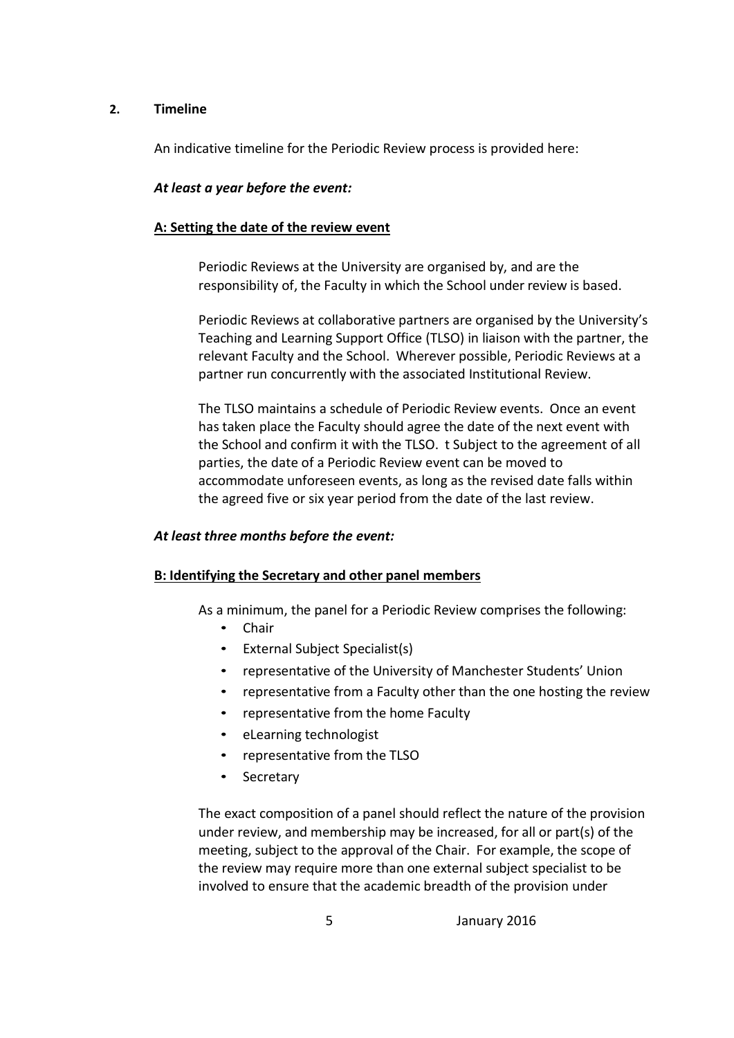## 2. Timeline

An indicative timeline for the Periodic Review process is provided here:

***At least a year before the event:***

**A: Setting the date of the review event**

Periodic Reviews at the University are organised by, and are the responsibility of, the Faculty in which the School under review is based.

Periodic Reviews at collaborative partners are organised by the University's Teaching and Learning Support Office (TLSO) in liaison with the partner, the relevant Faculty and the School. Wherever possible, Periodic Reviews at a partner run concurrently with the associated Institutional Review.

The TLSO maintains a schedule of Periodic Review events. Once an event has taken place the Faculty should agree the date of the next event with the School and confirm it with the TLSO. t Subject to the agreement of all parties, the date of a Periodic Review event can be moved to accommodate unforeseen events, as long as the revised date falls within the agreed five or six year period from the date of the last review.

***At least three months before the event:***

**B: Identifying the Secretary and other panel members**

As a minimum, the panel for a Periodic Review comprises the following:

- Chair
- External Subject Specialist(s)
- representative of the University of Manchester Students' Union
- representative from a Faculty other than the one hosting the review
- representative from the home Faculty
- eLearning technologist
- representative from the TLSO
- Secretary

The exact composition of a panel should reflect the nature of the provision under review, and membership may be increased, for all or part(s) of the meeting, subject to the approval of the Chair. For example, the scope of the review may require more than one external subject specialist to be involved to ensure that the academic breadth of the provision under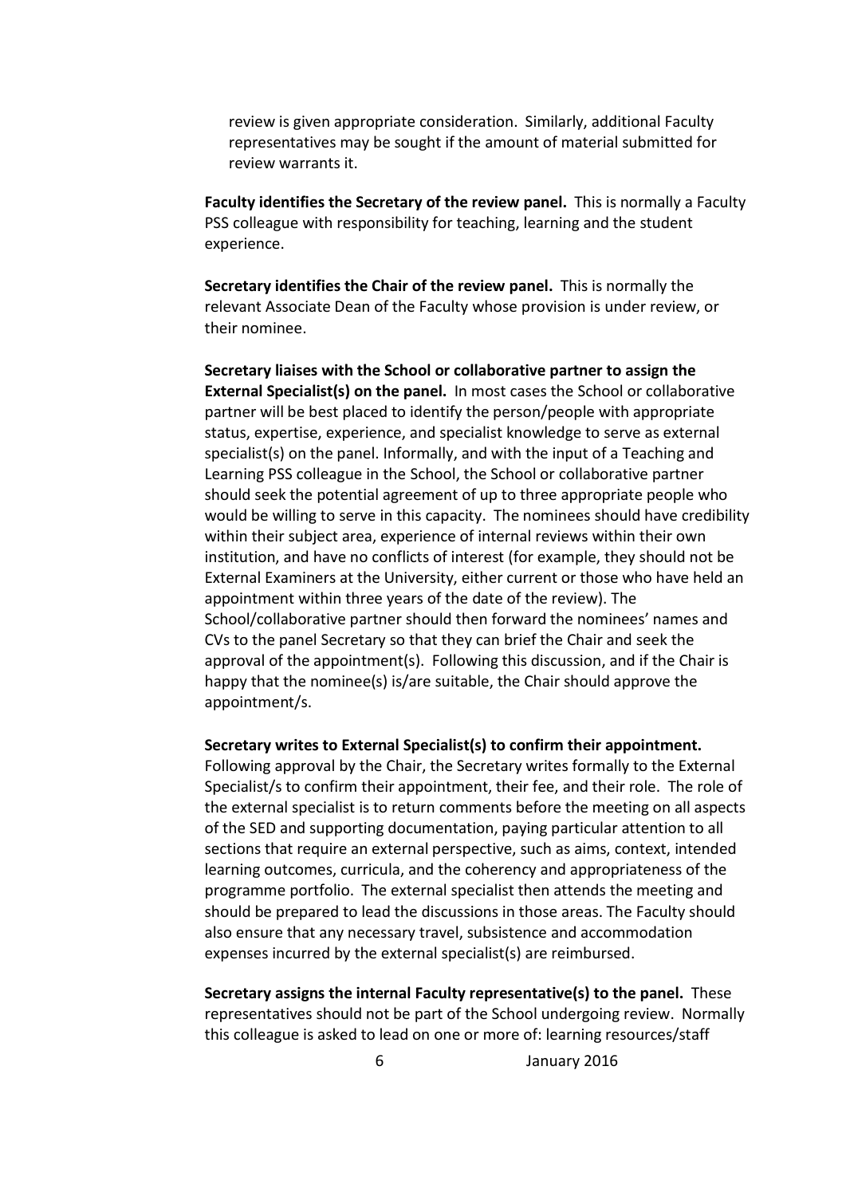review is given appropriate consideration. Similarly, additional Faculty representatives may be sought if the amount of material submitted for review warrants it.

**Faculty identifies the Secretary of the review panel.** This is normally a Faculty PSS colleague with responsibility for teaching, learning and the student experience.

**Secretary identifies the Chair of the review panel.** This is normally the relevant Associate Dean of the Faculty whose provision is under review, or their nominee.

**Secretary liaises with the School or collaborative partner to assign the External Specialist(s) on the panel.** In most cases the School or collaborative partner will be best placed to identify the person/people with appropriate status, expertise, experience, and specialist knowledge to serve as external specialist(s) on the panel. Informally, and with the input of a Teaching and Learning PSS colleague in the School, the School or collaborative partner should seek the potential agreement of up to three appropriate people who would be willing to serve in this capacity. The nominees should have credibility within their subject area, experience of internal reviews within their own institution, and have no conflicts of interest (for example, they should not be External Examiners at the University, either current or those who have held an appointment within three years of the date of the review). The School/collaborative partner should then forward the nominees' names and CVs to the panel Secretary so that they can brief the Chair and seek the approval of the appointment(s). Following this discussion, and if the Chair is happy that the nominee(s) is/are suitable, the Chair should approve the appointment/s.

**Secretary writes to External Specialist(s) to confirm their appointment.** Following approval by the Chair, the Secretary writes formally to the External Specialist/s to confirm their appointment, their fee, and their role. The role of the external specialist is to return comments before the meeting on all aspects of the SED and supporting documentation, paying particular attention to all sections that require an external perspective, such as aims, context, intended learning outcomes, curricula, and the coherency and appropriateness of the programme portfolio. The external specialist then attends the meeting and should be prepared to lead the discussions in those areas. The Faculty should also ensure that any necessary travel, subsistence and accommodation expenses incurred by the external specialist(s) are reimbursed.

**Secretary assigns the internal Faculty representative(s) to the panel.** These representatives should not be part of the School undergoing review. Normally this colleague is asked to lead on one or more of: learning resources/staff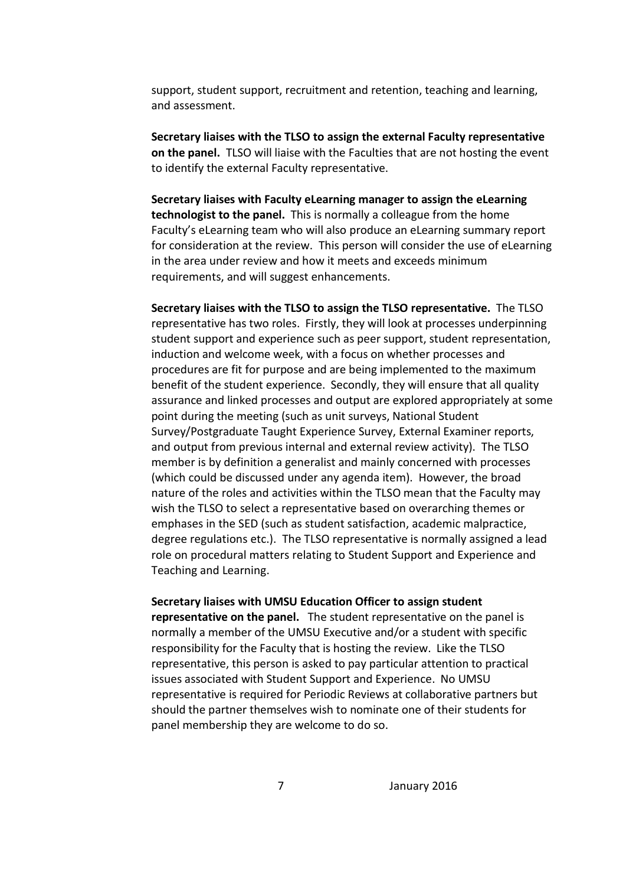support, student support, recruitment and retention, teaching and learning, and assessment.

**Secretary liaises with the TLSO to assign the external Faculty representative on the panel.** TLSO will liaise with the Faculties that are not hosting the event to identify the external Faculty representative.

**Secretary liaises with Faculty eLearning manager to assign the eLearning technologist to the panel.** This is normally a colleague from the home Faculty's eLearning team who will also produce an eLearning summary report for consideration at the review. This person will consider the use of eLearning in the area under review and how it meets and exceeds minimum requirements, and will suggest enhancements.

**Secretary liaises with the TLSO to assign the TLSO representative.** The TLSO representative has two roles. Firstly, they will look at processes underpinning student support and experience such as peer support, student representation, induction and welcome week, with a focus on whether processes and procedures are fit for purpose and are being implemented to the maximum benefit of the student experience. Secondly, they will ensure that all quality assurance and linked processes and output are explored appropriately at some point during the meeting (such as unit surveys, National Student Survey/Postgraduate Taught Experience Survey, External Examiner reports, and output from previous internal and external review activity). The TLSO member is by definition a generalist and mainly concerned with processes (which could be discussed under any agenda item). However, the broad nature of the roles and activities within the TLSO mean that the Faculty may wish the TLSO to select a representative based on overarching themes or emphases in the SED (such as student satisfaction, academic malpractice, degree regulations etc.). The TLSO representative is normally assigned a lead role on procedural matters relating to Student Support and Experience and Teaching and Learning.

**Secretary liaises with UMSU Education Officer to assign student representative on the panel.** The student representative on the panel is normally a member of the UMSU Executive and/or a student with specific responsibility for the Faculty that is hosting the review. Like the TLSO representative, this person is asked to pay particular attention to practical issues associated with Student Support and Experience. No UMSU representative is required for Periodic Reviews at collaborative partners but should the partner themselves wish to nominate one of their students for panel membership they are welcome to do so.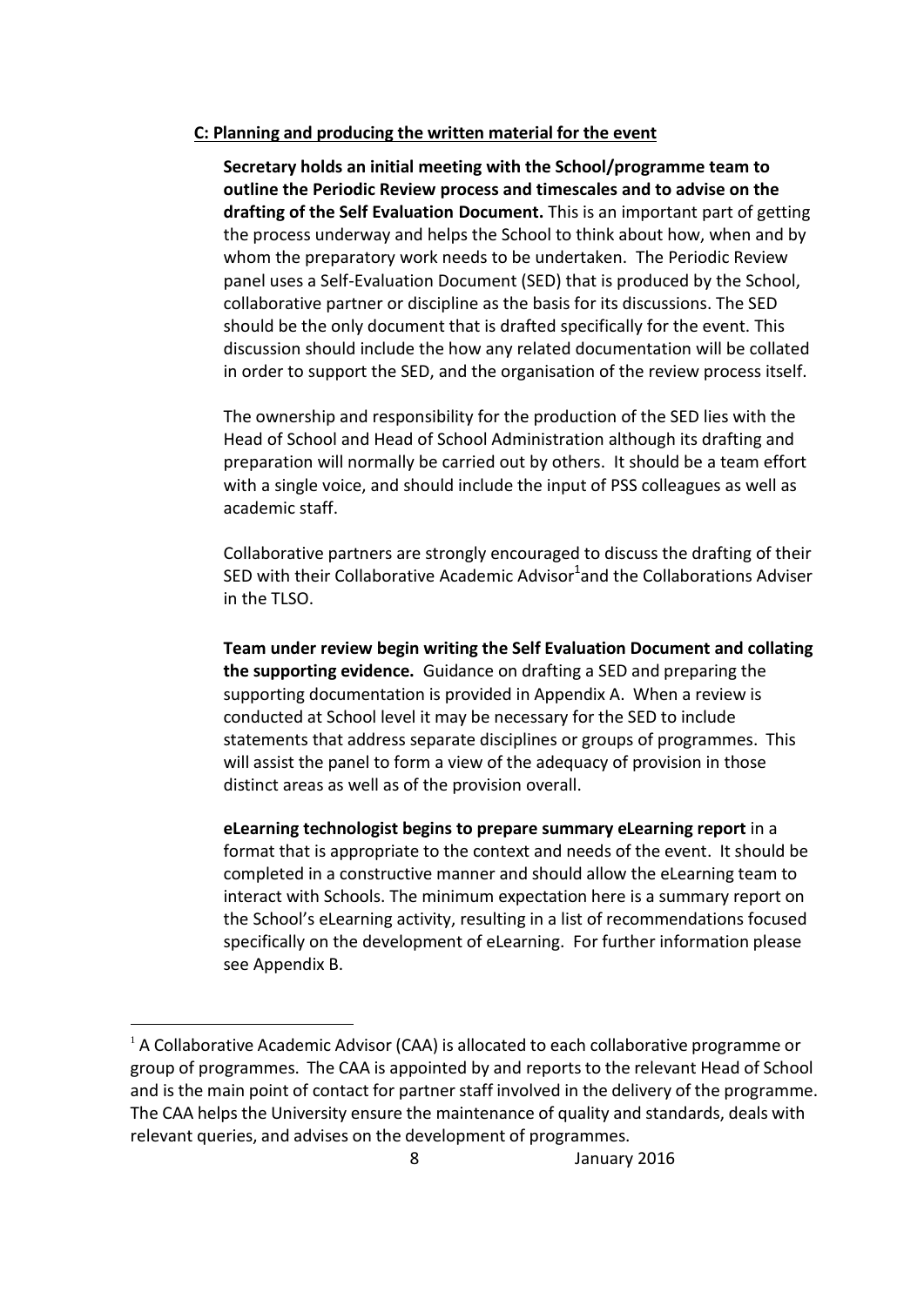**C: Planning and producing the written material for the event**

**Secretary holds an initial meeting with the School/programme team to outline the Periodic Review process and timescales and to advise on the drafting of the Self Evaluation Document.** This is an important part of getting the process underway and helps the School to think about how, when and by whom the preparatory work needs to be undertaken. The Periodic Review panel uses a Self-Evaluation Document (SED) that is produced by the School, collaborative partner or discipline as the basis for its discussions. The SED should be the only document that is drafted specifically for the event. This discussion should include the how any related documentation will be collated in order to support the SED, and the organisation of the review process itself.

The ownership and responsibility for the production of the SED lies with the Head of School and Head of School Administration although its drafting and preparation will normally be carried out by others. It should be a team effort with a single voice, and should include the input of PSS colleagues as well as academic staff.

Collaborative partners are strongly encouraged to discuss the drafting of their SED with their Collaborative Academic Advisor[1] and the Collaborations Adviser in the TLSO.

**Team under review begin writing the Self Evaluation Document and collating the supporting evidence.** Guidance on drafting a SED and preparing the supporting documentation is provided in Appendix A. When a review is conducted at School level it may be necessary for the SED to include statements that address separate disciplines or groups of programmes. This will assist the panel to form a view of the adequacy of provision in those distinct areas as well as of the provision overall.

**eLearning technologist begins to prepare summary eLearning report** in a format that is appropriate to the context and needs of the event. It should be completed in a constructive manner and should allow the eLearning team to interact with Schools. The minimum expectation here is a summary report on the School's eLearning activity, resulting in a list of recommendations focused specifically on the development of eLearning. For further information please see Appendix B.

---

[1] A Collaborative Academic Advisor (CAA) is allocated to each collaborative programme or group of programmes. The CAA is appointed by and reports to the relevant Head of School and is the main point of contact for partner staff involved in the delivery of the programme. The CAA helps the University ensure the maintenance of quality and standards, deals with relevant queries, and advises on the development of programmes.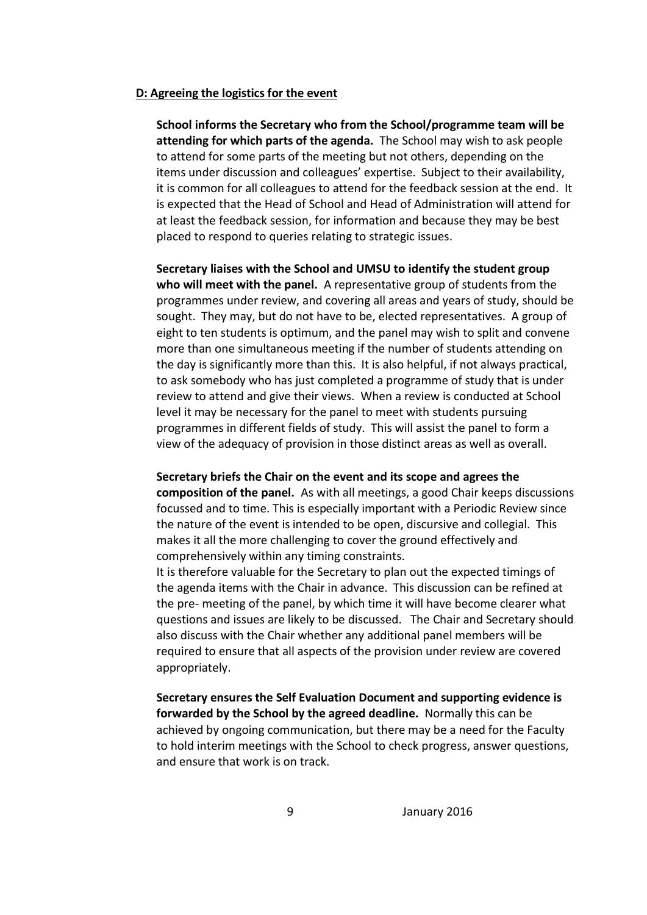**D: Agreeing the logistics for the event**

**School informs the Secretary who from the School/programme team will be attending for which parts of the agenda.** The School may wish to ask people to attend for some parts of the meeting but not others, depending on the items under discussion and colleagues' expertise. Subject to their availability, it is common for all colleagues to attend for the feedback session at the end. It is expected that the Head of School and Head of Administration will attend for at least the feedback session, for information and because they may be best placed to respond to queries relating to strategic issues.

**Secretary liaises with the School and UMSU to identify the student group who will meet with the panel.** A representative group of students from the programmes under review, and covering all areas and years of study, should be sought. They may, but do not have to be, elected representatives. A group of eight to ten students is optimum, and the panel may wish to split and convene more than one simultaneous meeting if the number of students attending on the day is significantly more than this. It is also helpful, if not always practical, to ask somebody who has just completed a programme of study that is under review to attend and give their views. When a review is conducted at School level it may be necessary for the panel to meet with students pursuing programmes in different fields of study. This will assist the panel to form a view of the adequacy of provision in those distinct areas as well as overall.

**Secretary briefs the Chair on the event and its scope and agrees the composition of the panel.** As with all meetings, a good Chair keeps discussions focussed and to time. This is especially important with a Periodic Review since the nature of the event is intended to be open, discursive and collegial. This makes it all the more challenging to cover the ground effectively and comprehensively within any timing constraints.

It is therefore valuable for the Secretary to plan out the expected timings of the agenda items with the Chair in advance. This discussion can be refined at the pre- meeting of the panel, by which time it will have become clearer what questions and issues are likely to be discussed. The Chair and Secretary should also discuss with the Chair whether any additional panel members will be required to ensure that all aspects of the provision under review are covered appropriately.

**Secretary ensures the Self Evaluation Document and supporting evidence is forwarded by the School by the agreed deadline.** Normally this can be achieved by ongoing communication, but there may be a need for the Faculty to hold interim meetings with the School to check progress, answer questions, and ensure that work is on track.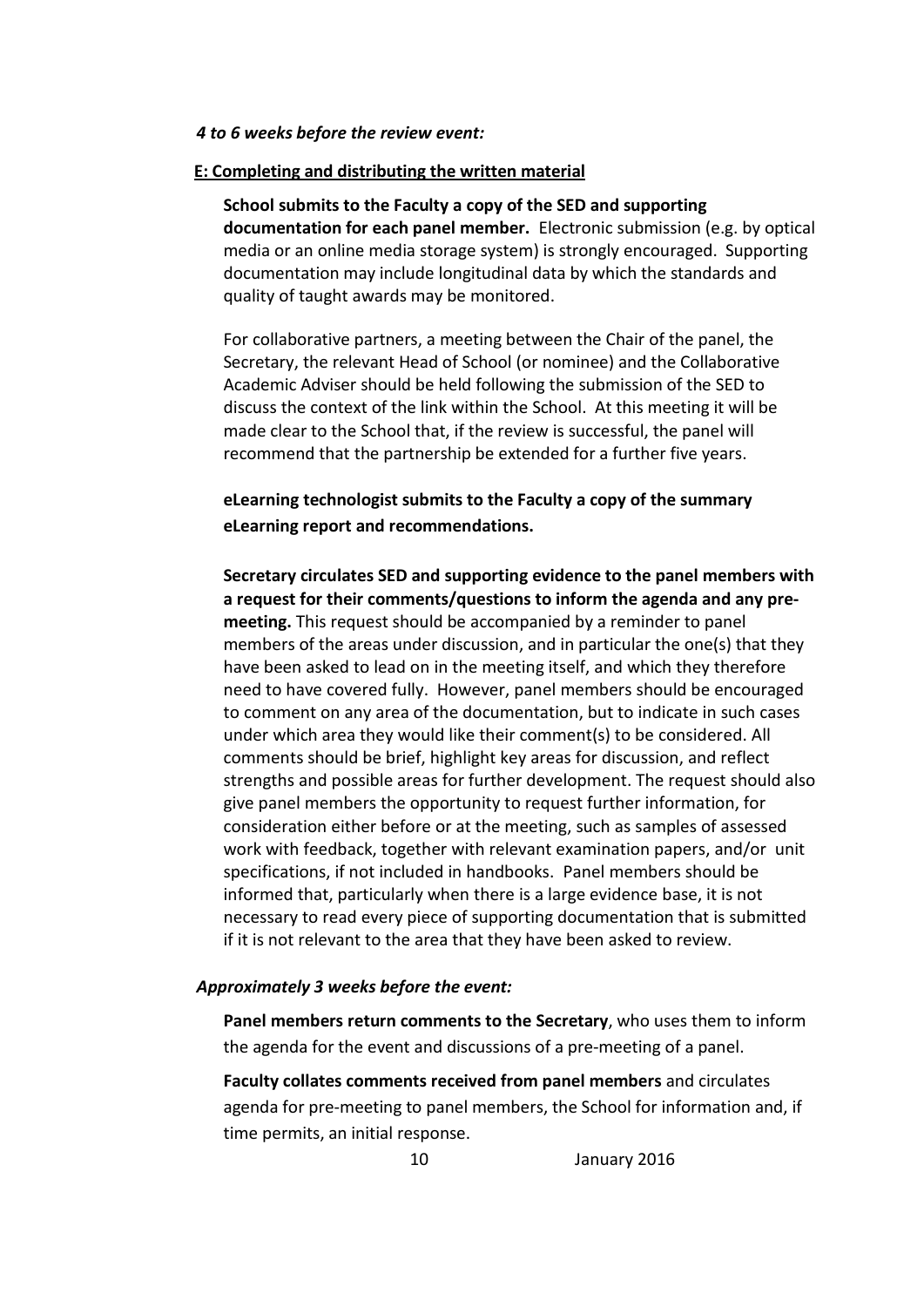*4 to 6 weeks before the review event:*

**E: Completing and distributing the written material**

**School submits to the Faculty a copy of the SED and supporting documentation for each panel member.** Electronic submission (e.g. by optical media or an online media storage system) is strongly encouraged. Supporting documentation may include longitudinal data by which the standards and quality of taught awards may be monitored.

For collaborative partners, a meeting between the Chair of the panel, the Secretary, the relevant Head of School (or nominee) and the Collaborative Academic Adviser should be held following the submission of the SED to discuss the context of the link within the School. At this meeting it will be made clear to the School that, if the review is successful, the panel will recommend that the partnership be extended for a further five years.

**eLearning technologist submits to the Faculty a copy of the summary eLearning report and recommendations.**

**Secretary circulates SED and supporting evidence to the panel members with a request for their comments/questions to inform the agenda and any pre-meeting.** This request should be accompanied by a reminder to panel members of the areas under discussion, and in particular the one(s) that they have been asked to lead on in the meeting itself, and which they therefore need to have covered fully. However, panel members should be encouraged to comment on any area of the documentation, but to indicate in such cases under which area they would like their comment(s) to be considered. All comments should be brief, highlight key areas for discussion, and reflect strengths and possible areas for further development. The request should also give panel members the opportunity to request further information, for consideration either before or at the meeting, such as samples of assessed work with feedback, together with relevant examination papers, and/or unit specifications, if not included in handbooks. Panel members should be informed that, particularly when there is a large evidence base, it is not necessary to read every piece of supporting documentation that is submitted if it is not relevant to the area that they have been asked to review.

*Approximately 3 weeks before the event:*

**Panel members return comments to the Secretary**, who uses them to inform the agenda for the event and discussions of a pre-meeting of a panel.

**Faculty collates comments received from panel members** and circulates agenda for pre-meeting to panel members, the School for information and, if time permits, an initial response.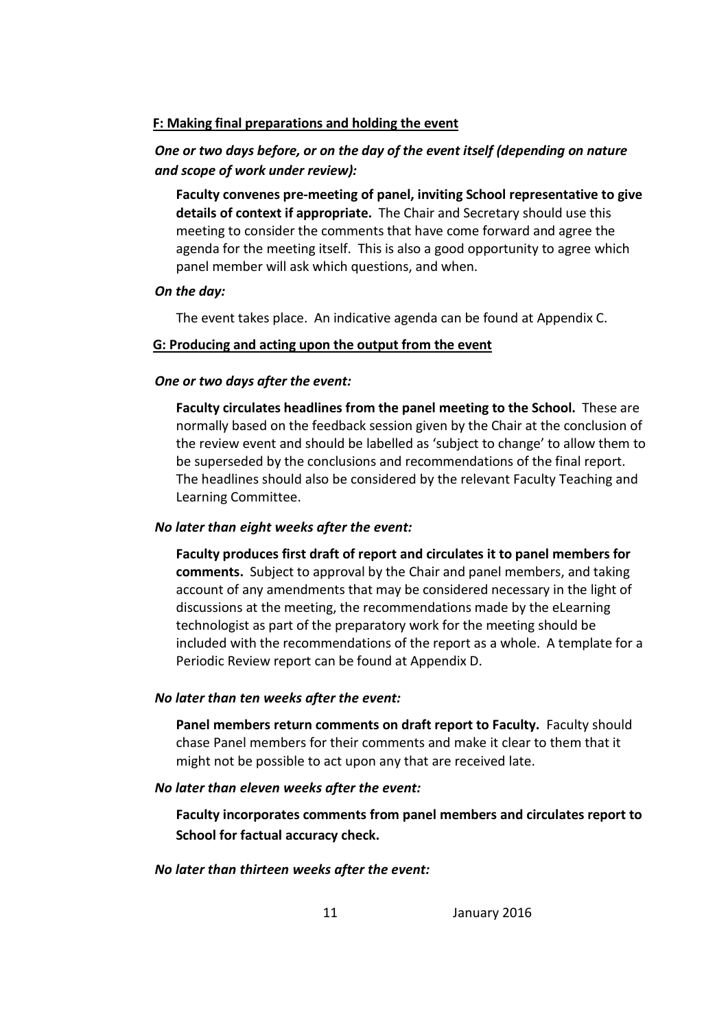**F: Making final preparations and holding the event**

***One or two days before, or on the day of the event itself (depending on nature and scope of work under review):***

**Faculty convenes pre-meeting of panel, inviting School representative to give details of context if appropriate.** The Chair and Secretary should use this meeting to consider the comments that have come forward and agree the agenda for the meeting itself. This is also a good opportunity to agree which panel member will ask which questions, and when.

***On the day:***

The event takes place. An indicative agenda can be found at Appendix C.

**G: Producing and acting upon the output from the event**

***One or two days after the event:***

**Faculty circulates headlines from the panel meeting to the School.** These are normally based on the feedback session given by the Chair at the conclusion of the review event and should be labelled as 'subject to change' to allow them to be superseded by the conclusions and recommendations of the final report. The headlines should also be considered by the relevant Faculty Teaching and Learning Committee.

***No later than eight weeks after the event:***

**Faculty produces first draft of report and circulates it to panel members for comments.** Subject to approval by the Chair and panel members, and taking account of any amendments that may be considered necessary in the light of discussions at the meeting, the recommendations made by the eLearning technologist as part of the preparatory work for the meeting should be included with the recommendations of the report as a whole. A template for a Periodic Review report can be found at Appendix D.

***No later than ten weeks after the event:***

**Panel members return comments on draft report to Faculty.** Faculty should chase Panel members for their comments and make it clear to them that it might not be possible to act upon any that are received late.

***No later than eleven weeks after the event:***

**Faculty incorporates comments from panel members and circulates report to School for factual accuracy check.**

***No later than thirteen weeks after the event:***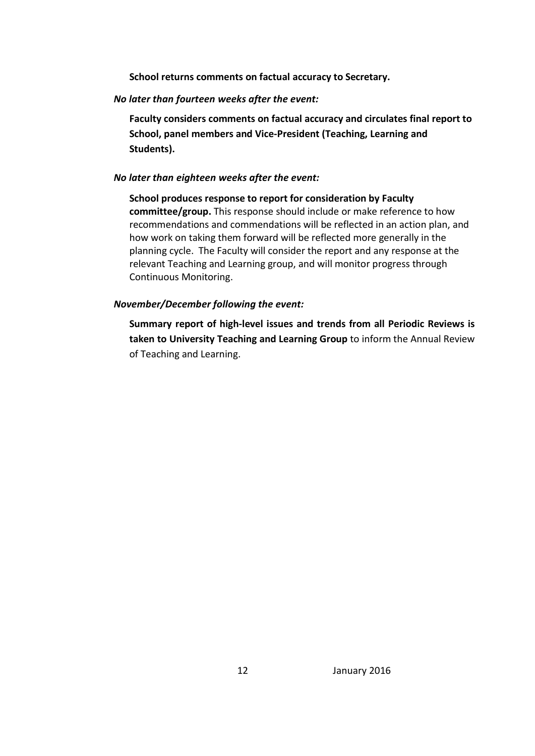**School returns comments on factual accuracy to Secretary.**

*No later than fourteen weeks after the event:*

**Faculty considers comments on factual accuracy and circulates final report to School, panel members and Vice-President (Teaching, Learning and Students).**

*No later than eighteen weeks after the event:*

**School produces response to report for consideration by Faculty committee/group.** This response should include or make reference to how recommendations and commendations will be reflected in an action plan, and how work on taking them forward will be reflected more generally in the planning cycle. The Faculty will consider the report and any response at the relevant Teaching and Learning group, and will monitor progress through Continuous Monitoring.

*November/December following the event:*

**Summary report of high-level issues and trends from all Periodic Reviews is taken to University Teaching and Learning Group** to inform the Annual Review of Teaching and Learning.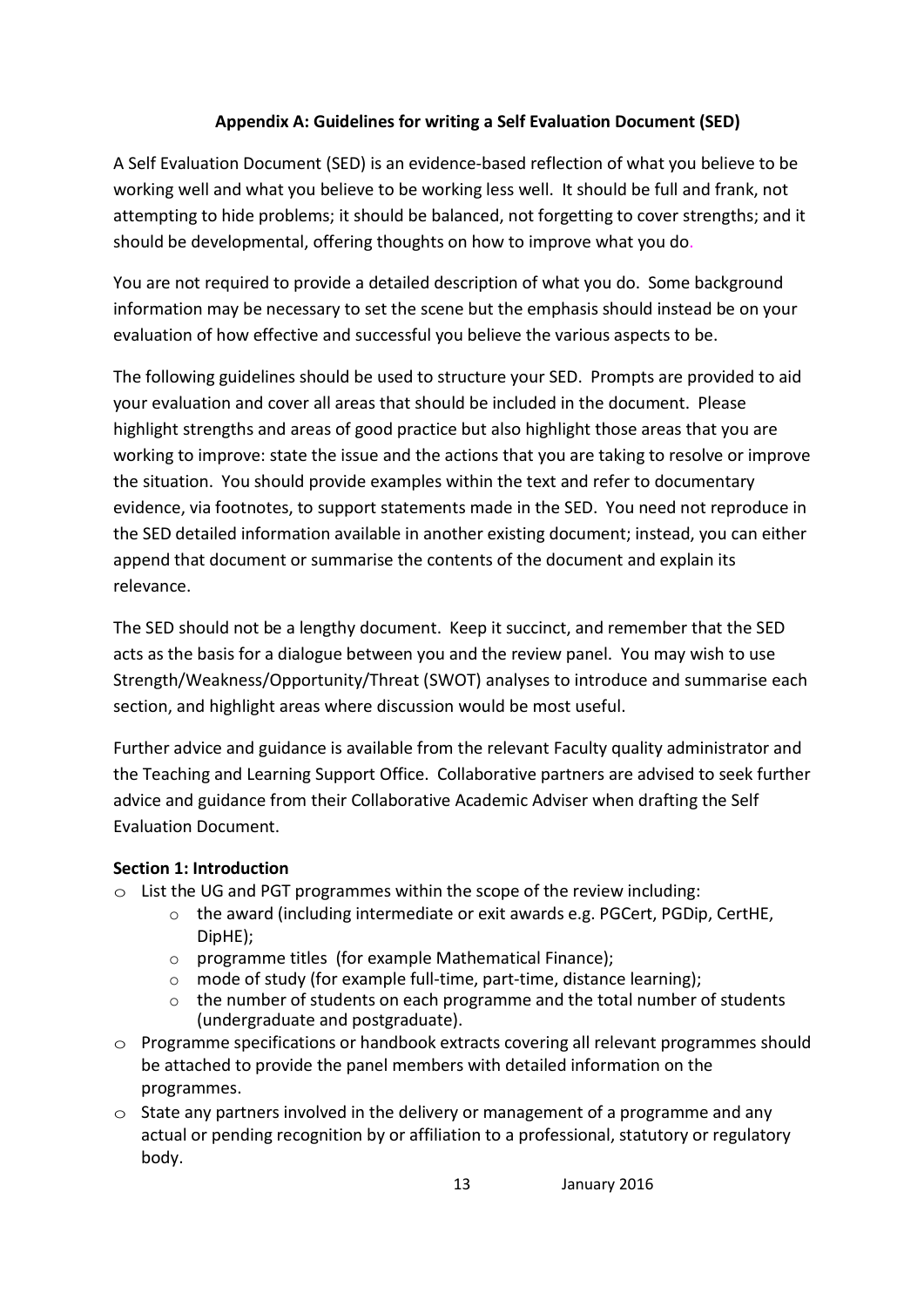### Appendix A: Guidelines for writing a Self Evaluation Document (SED)

A Self Evaluation Document (SED) is an evidence-based reflection of what you believe to be working well and what you believe to be working less well. It should be full and frank, not attempting to hide problems; it should be balanced, not forgetting to cover strengths; and it should be developmental, offering thoughts on how to improve what you do.

You are not required to provide a detailed description of what you do. Some background information may be necessary to set the scene but the emphasis should instead be on your evaluation of how effective and successful you believe the various aspects to be.

The following guidelines should be used to structure your SED. Prompts are provided to aid your evaluation and cover all areas that should be included in the document. Please highlight strengths and areas of good practice but also highlight those areas that you are working to improve: state the issue and the actions that you are taking to resolve or improve the situation. You should provide examples within the text and refer to documentary evidence, via footnotes, to support statements made in the SED. You need not reproduce in the SED detailed information available in another existing document; instead, you can either append that document or summarise the contents of the document and explain its relevance.

The SED should not be a lengthy document. Keep it succinct, and remember that the SED acts as the basis for a dialogue between you and the review panel. You may wish to use Strength/Weakness/Opportunity/Threat (SWOT) analyses to introduce and summarise each section, and highlight areas where discussion would be most useful.

Further advice and guidance is available from the relevant Faculty quality administrator and the Teaching and Learning Support Office. Collaborative partners are advised to seek further advice and guidance from their Collaborative Academic Adviser when drafting the Self Evaluation Document.

**Section 1: Introduction**

- List the UG and PGT programmes within the scope of the review including:
  - the award (including intermediate or exit awards e.g. PGCert, PGDip, CertHE, DipHE);
  - programme titles (for example Mathematical Finance);
  - mode of study (for example full-time, part-time, distance learning);
  - the number of students on each programme and the total number of students (undergraduate and postgraduate).
- Programme specifications or handbook extracts covering all relevant programmes should be attached to provide the panel members with detailed information on the programmes.
- State any partners involved in the delivery or management of a programme and any actual or pending recognition by or affiliation to a professional, statutory or regulatory body.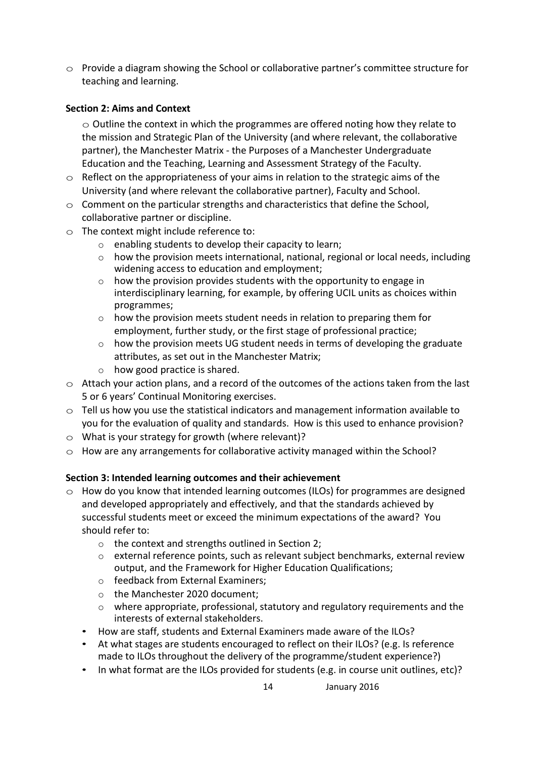- Provide a diagram showing the School or collaborative partner's committee structure for teaching and learning.

**Section 2: Aims and Context**

- Outline the context in which the programmes are offered noting how they relate to the mission and Strategic Plan of the University (and where relevant, the collaborative partner), the Manchester Matrix - the Purposes of a Manchester Undergraduate Education and the Teaching, Learning and Assessment Strategy of the Faculty.
- Reflect on the appropriateness of your aims in relation to the strategic aims of the University (and where relevant the collaborative partner), Faculty and School.
- Comment on the particular strengths and characteristics that define the School, collaborative partner or discipline.
- The context might include reference to:
  - enabling students to develop their capacity to learn;
  - how the provision meets international, national, regional or local needs, including widening access to education and employment;
  - how the provision provides students with the opportunity to engage in interdisciplinary learning, for example, by offering UCIL units as choices within programmes;
  - how the provision meets student needs in relation to preparing them for employment, further study, or the first stage of professional practice;
  - how the provision meets UG student needs in terms of developing the graduate attributes, as set out in the Manchester Matrix;
  - how good practice is shared.
- Attach your action plans, and a record of the outcomes of the actions taken from the last 5 or 6 years' Continual Monitoring exercises.
- Tell us how you use the statistical indicators and management information available to you for the evaluation of quality and standards. How is this used to enhance provision?
- What is your strategy for growth (where relevant)?
- How are any arrangements for collaborative activity managed within the School?

**Section 3: Intended learning outcomes and their achievement**

- How do you know that intended learning outcomes (ILOs) for programmes are designed and developed appropriately and effectively, and that the standards achieved by successful students meet or exceed the minimum expectations of the award? You should refer to:
  - the context and strengths outlined in Section 2;
  - external reference points, such as relevant subject benchmarks, external review output, and the Framework for Higher Education Qualifications;
  - feedback from External Examiners;
  - the Manchester 2020 document;
  - where appropriate, professional, statutory and regulatory requirements and the interests of external stakeholders.
  - How are staff, students and External Examiners made aware of the ILOs?
  - At what stages are students encouraged to reflect on their ILOs? (e.g. Is reference made to ILOs throughout the delivery of the programme/student experience?)
  - In what format are the ILOs provided for students (e.g. in course unit outlines, etc)?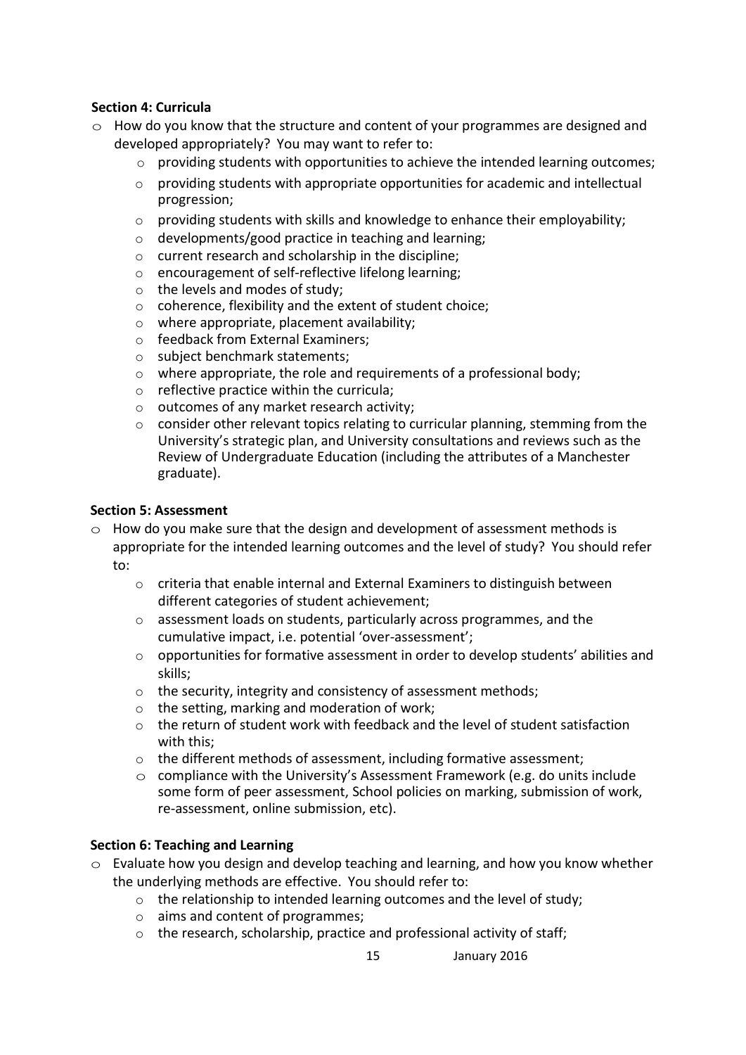**Section 4: Curricula**

- How do you know that the structure and content of your programmes are designed and developed appropriately? You may want to refer to:
    - providing students with opportunities to achieve the intended learning outcomes;
    - providing students with appropriate opportunities for academic and intellectual progression;
    - providing students with skills and knowledge to enhance their employability;
    - developments/good practice in teaching and learning;
    - current research and scholarship in the discipline;
    - encouragement of self-reflective lifelong learning;
    - the levels and modes of study;
    - coherence, flexibility and the extent of student choice;
    - where appropriate, placement availability;
    - feedback from External Examiners;
    - subject benchmark statements;
    - where appropriate, the role and requirements of a professional body;
    - reflective practice within the curricula;
    - outcomes of any market research activity;
    - consider other relevant topics relating to curricular planning, stemming from the University's strategic plan, and University consultations and reviews such as the Review of Undergraduate Education (including the attributes of a Manchester graduate).

**Section 5: Assessment**

- How do you make sure that the design and development of assessment methods is appropriate for the intended learning outcomes and the level of study? You should refer to:
    - criteria that enable internal and External Examiners to distinguish between different categories of student achievement;
    - assessment loads on students, particularly across programmes, and the cumulative impact, i.e. potential 'over-assessment';
    - opportunities for formative assessment in order to develop students' abilities and skills;
    - the security, integrity and consistency of assessment methods;
    - the setting, marking and moderation of work;
    - the return of student work with feedback and the level of student satisfaction with this;
    - the different methods of assessment, including formative assessment;
    - compliance with the University's Assessment Framework (e.g. do units include some form of peer assessment, School policies on marking, submission of work, re-assessment, online submission, etc).

**Section 6: Teaching and Learning**

- Evaluate how you design and develop teaching and learning, and how you know whether the underlying methods are effective. You should refer to:
    - the relationship to intended learning outcomes and the level of study;
    - aims and content of programmes;
    - the research, scholarship, practice and professional activity of staff;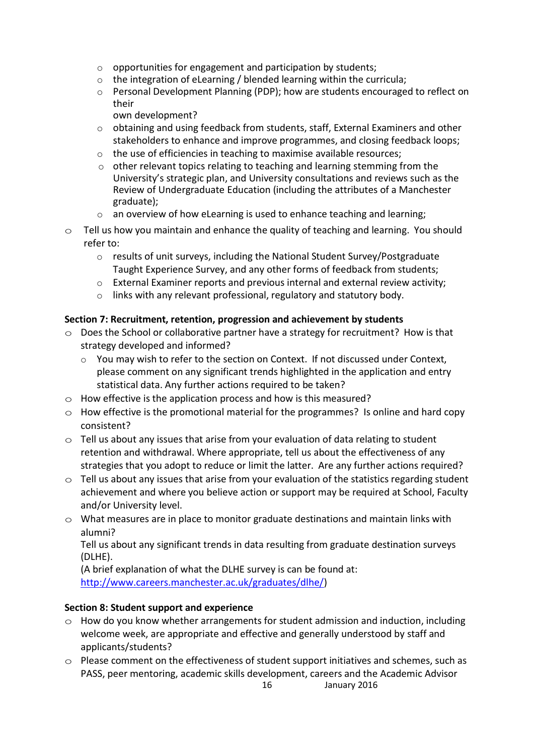- opportunities for engagement and participation by students;
  - the integration of eLearning / blended learning within the curricula;
  - Personal Development Planning (PDP); how are students encouraged to reflect on their own development?
  - obtaining and using feedback from students, staff, External Examiners and other stakeholders to enhance and improve programmes, and closing feedback loops;
  - the use of efficiencies in teaching to maximise available resources;
  - other relevant topics relating to teaching and learning stemming from the University's strategic plan, and University consultations and reviews such as the Review of Undergraduate Education (including the attributes of a Manchester graduate);
  - an overview of how eLearning is used to enhance teaching and learning;
- Tell us how you maintain and enhance the quality of teaching and learning. You should refer to:
  - results of unit surveys, including the National Student Survey/Postgraduate Taught Experience Survey, and any other forms of feedback from students;
  - External Examiner reports and previous internal and external review activity;
  - links with any relevant professional, regulatory and statutory body.

**Section 7: Recruitment, retention, progression and achievement by students**

- Does the School or collaborative partner have a strategy for recruitment? How is that strategy developed and informed?
  - You may wish to refer to the section on Context. If not discussed under Context, please comment on any significant trends highlighted in the application and entry statistical data. Any further actions required to be taken?
- How effective is the application process and how is this measured?
- How effective is the promotional material for the programmes? Is online and hard copy consistent?
- Tell us about any issues that arise from your evaluation of data relating to student retention and withdrawal. Where appropriate, tell us about the effectiveness of any strategies that you adopt to reduce or limit the latter. Are any further actions required?
- Tell us about any issues that arise from your evaluation of the statistics regarding student achievement and where you believe action or support may be required at School, Faculty and/or University level.
- What measures are in place to monitor graduate destinations and maintain links with alumni?
  Tell us about any significant trends in data resulting from graduate destination surveys (DLHE).
  (A brief explanation of what the DLHE survey is can be found at: http://www.careers.manchester.ac.uk/graduates/dlhe/)

**Section 8: Student support and experience**

- How do you know whether arrangements for student admission and induction, including welcome week, are appropriate and effective and generally understood by staff and applicants/students?
- Please comment on the effectiveness of student support initiatives and schemes, such as PASS, peer mentoring, academic skills development, careers and the Academic Advisor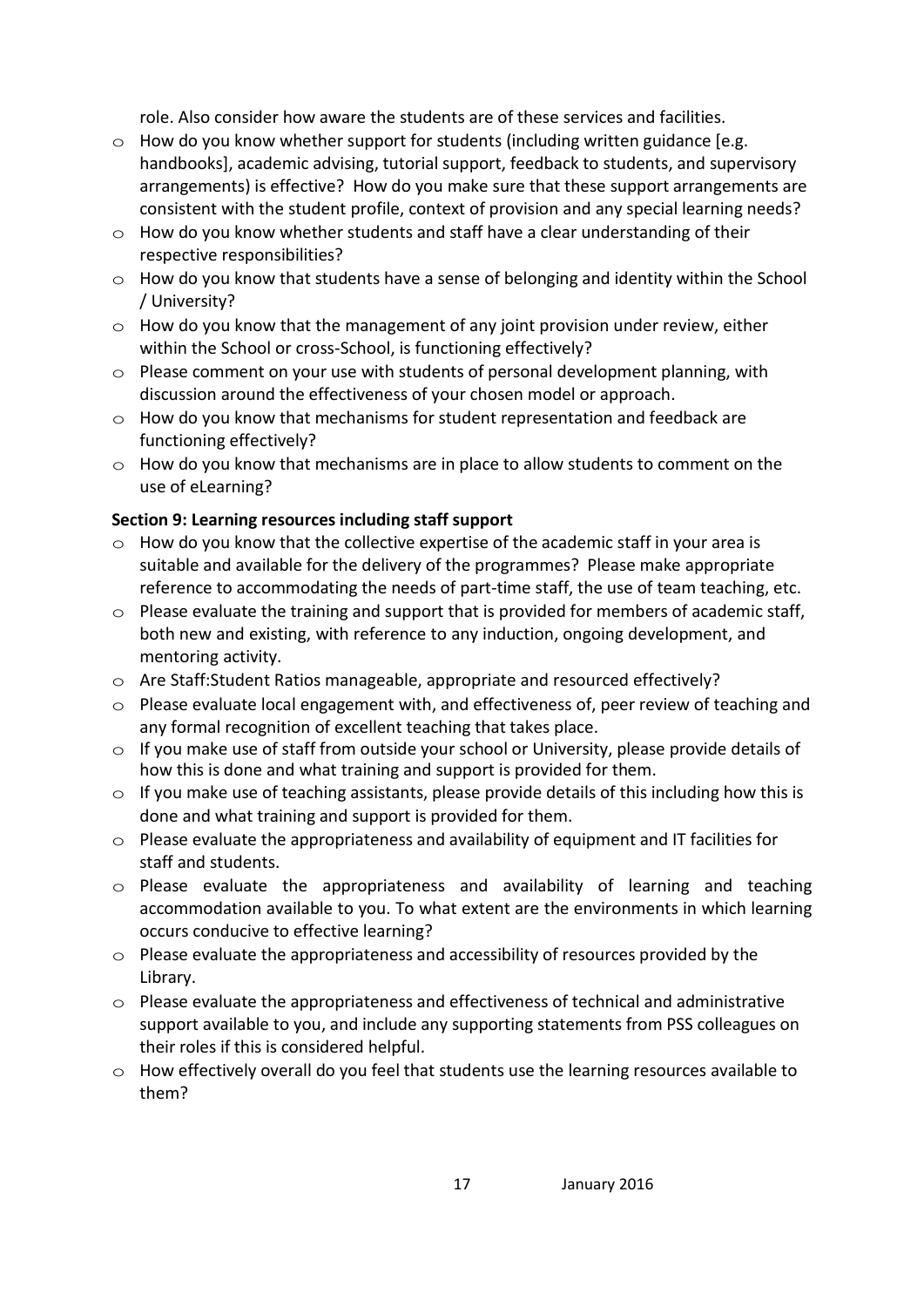role. Also consider how aware the students are of these services and facilities.

- How do you know whether support for students (including written guidance [e.g. handbooks], academic advising, tutorial support, feedback to students, and supervisory arrangements) is effective? How do you make sure that these support arrangements are consistent with the student profile, context of provision and any special learning needs?
- How do you know whether students and staff have a clear understanding of their respective responsibilities?
- How do you know that students have a sense of belonging and identity within the School / University?
- How do you know that the management of any joint provision under review, either within the School or cross-School, is functioning effectively?
- Please comment on your use with students of personal development planning, with discussion around the effectiveness of your chosen model or approach.
- How do you know that mechanisms for student representation and feedback are functioning effectively?
- How do you know that mechanisms are in place to allow students to comment on the use of eLearning?

**Section 9: Learning resources including staff support**

- How do you know that the collective expertise of the academic staff in your area is suitable and available for the delivery of the programmes? Please make appropriate reference to accommodating the needs of part-time staff, the use of team teaching, etc.
- Please evaluate the training and support that is provided for members of academic staff, both new and existing, with reference to any induction, ongoing development, and mentoring activity.
- Are Staff:Student Ratios manageable, appropriate and resourced effectively?
- Please evaluate local engagement with, and effectiveness of, peer review of teaching and any formal recognition of excellent teaching that takes place.
- If you make use of staff from outside your school or University, please provide details of how this is done and what training and support is provided for them.
- If you make use of teaching assistants, please provide details of this including how this is done and what training and support is provided for them.
- Please evaluate the appropriateness and availability of equipment and IT facilities for staff and students.
- Please evaluate the appropriateness and availability of learning and teaching accommodation available to you. To what extent are the environments in which learning occurs conducive to effective learning?
- Please evaluate the appropriateness and accessibility of resources provided by the Library.
- Please evaluate the appropriateness and effectiveness of technical and administrative support available to you, and include any supporting statements from PSS colleagues on their roles if this is considered helpful.
- How effectively overall do you feel that students use the learning resources available to them?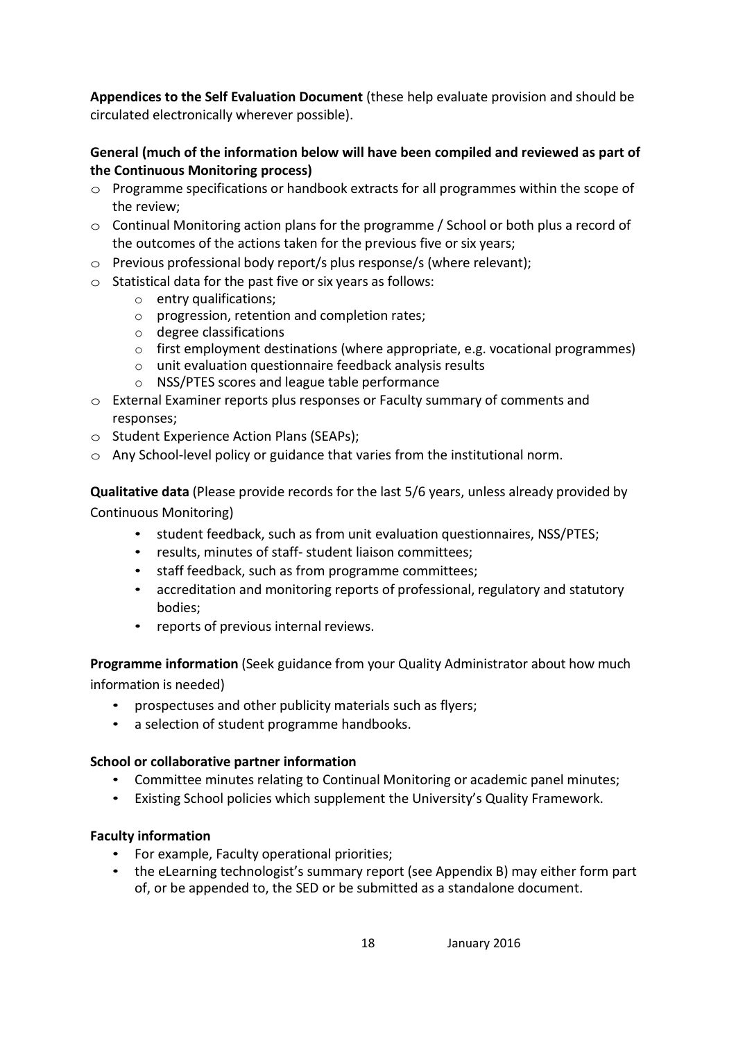**Appendices to the Self Evaluation Document** (these help evaluate provision and should be circulated electronically wherever possible).

**General (much of the information below will have been compiled and reviewed as part of the Continuous Monitoring process)**

- Programme specifications or handbook extracts for all programmes within the scope of the review;
- Continual Monitoring action plans for the programme / School or both plus a record of the outcomes of the actions taken for the previous five or six years;
- Previous professional body report/s plus response/s (where relevant);
- Statistical data for the past five or six years as follows:
  - entry qualifications;
  - progression, retention and completion rates;
  - degree classifications
  - first employment destinations (where appropriate, e.g. vocational programmes)
  - unit evaluation questionnaire feedback analysis results
  - NSS/PTES scores and league table performance
- External Examiner reports plus responses or Faculty summary of comments and responses;
- Student Experience Action Plans (SEAPs);
- Any School-level policy or guidance that varies from the institutional norm.

**Qualitative data** (Please provide records for the last 5/6 years, unless already provided by Continuous Monitoring)

- student feedback, such as from unit evaluation questionnaires, NSS/PTES;
- results, minutes of staff- student liaison committees;
- staff feedback, such as from programme committees;
- accreditation and monitoring reports of professional, regulatory and statutory bodies;
- reports of previous internal reviews.

**Programme information** (Seek guidance from your Quality Administrator about how much information is needed)

- prospectuses and other publicity materials such as flyers;
- a selection of student programme handbooks.

**School or collaborative partner information**

- Committee minutes relating to Continual Monitoring or academic panel minutes;
- Existing School policies which supplement the University's Quality Framework.

**Faculty information**

- For example, Faculty operational priorities;
- the eLearning technologist's summary report (see Appendix B) may either form part of, or be appended to, the SED or be submitted as a standalone document.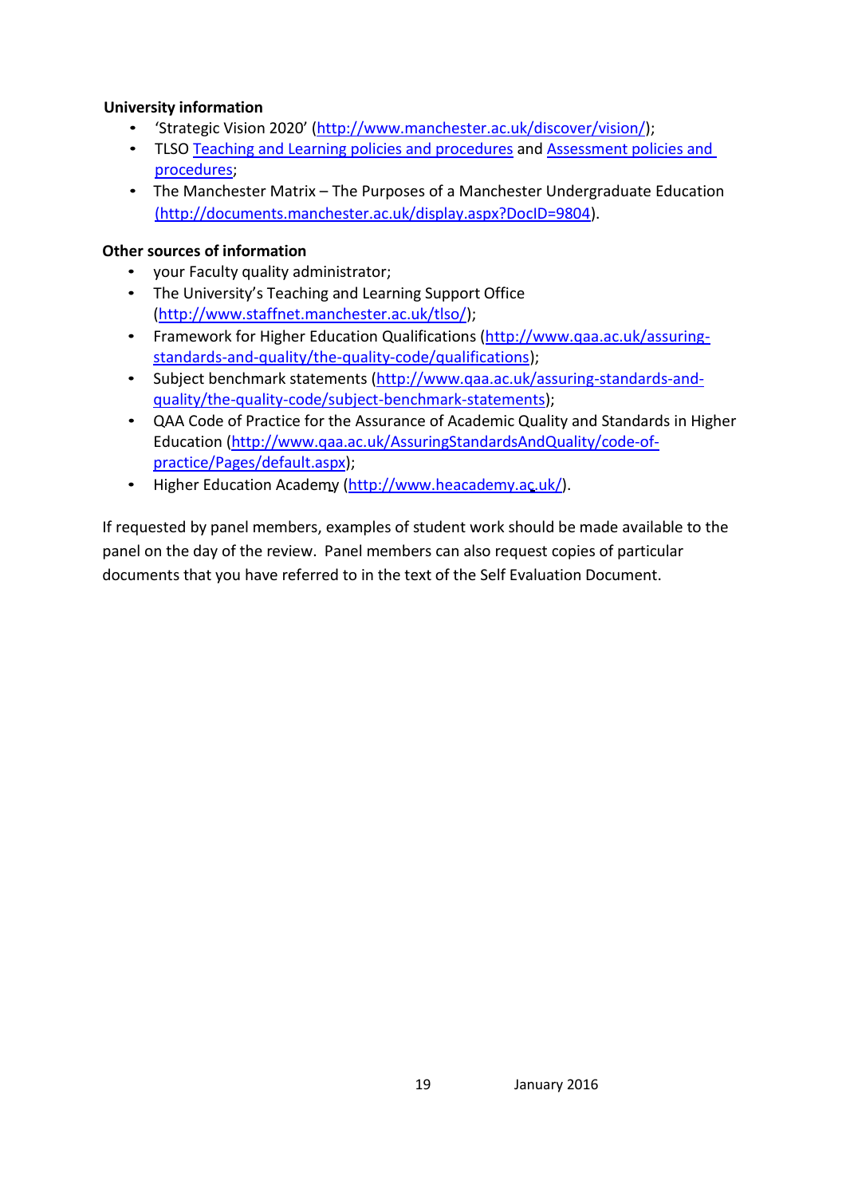**University information**

- 'Strategic Vision 2020' (http://www.manchester.ac.uk/discover/vision/);
- TLSO Teaching and Learning policies and procedures and Assessment policies and procedures;
- The Manchester Matrix – The Purposes of a Manchester Undergraduate Education (http://documents.manchester.ac.uk/display.aspx?DocID=9804).

**Other sources of information**

- your Faculty quality administrator;
- The University's Teaching and Learning Support Office (http://www.staffnet.manchester.ac.uk/tlso/);
- Framework for Higher Education Qualifications (http://www.qaa.ac.uk/assuring-standards-and-quality/the-quality-code/qualifications);
- Subject benchmark statements (http://www.qaa.ac.uk/assuring-standards-and-quality/the-quality-code/subject-benchmark-statements);
- QAA Code of Practice for the Assurance of Academic Quality and Standards in Higher Education (http://www.qaa.ac.uk/AssuringStandardsAndQuality/code-of-practice/Pages/default.aspx);
- Higher Education Academy (http://www.heacademy.ac.uk/).

If requested by panel members, examples of student work should be made available to the panel on the day of the review. Panel members can also request copies of particular documents that you have referred to in the text of the Self Evaluation Document.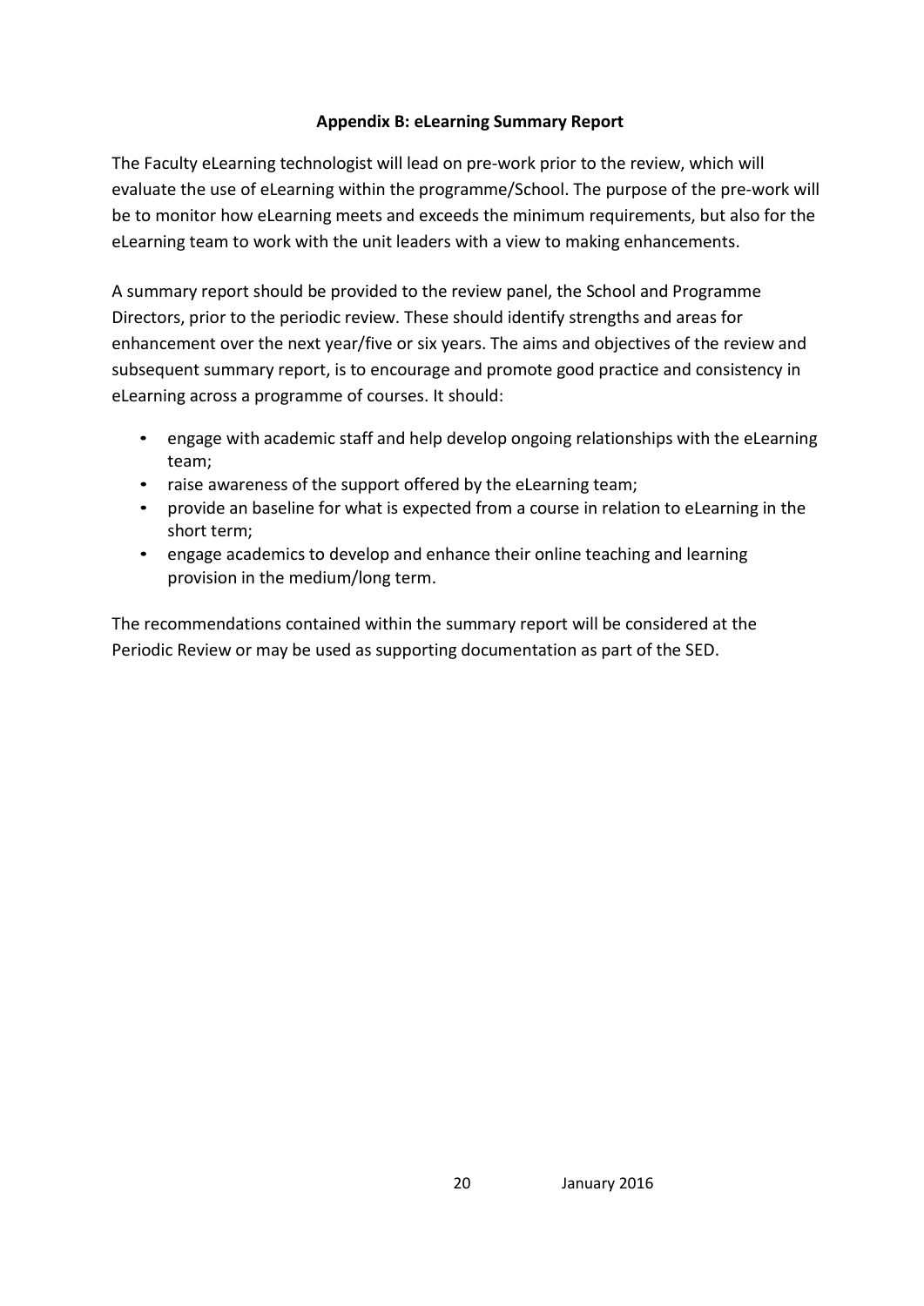## Appendix B: eLearning Summary Report

The Faculty eLearning technologist will lead on pre-work prior to the review, which will evaluate the use of eLearning within the programme/School. The purpose of the pre-work will be to monitor how eLearning meets and exceeds the minimum requirements, but also for the eLearning team to work with the unit leaders with a view to making enhancements.

A summary report should be provided to the review panel, the School and Programme Directors, prior to the periodic review. These should identify strengths and areas for enhancement over the next year/five or six years. The aims and objectives of the review and subsequent summary report, is to encourage and promote good practice and consistency in eLearning across a programme of courses. It should:

- engage with academic staff and help develop ongoing relationships with the eLearning team;
- raise awareness of the support offered by the eLearning team;
- provide an baseline for what is expected from a course in relation to eLearning in the short term;
- engage academics to develop and enhance their online teaching and learning provision in the medium/long term.

The recommendations contained within the summary report will be considered at the Periodic Review or may be used as supporting documentation as part of the SED.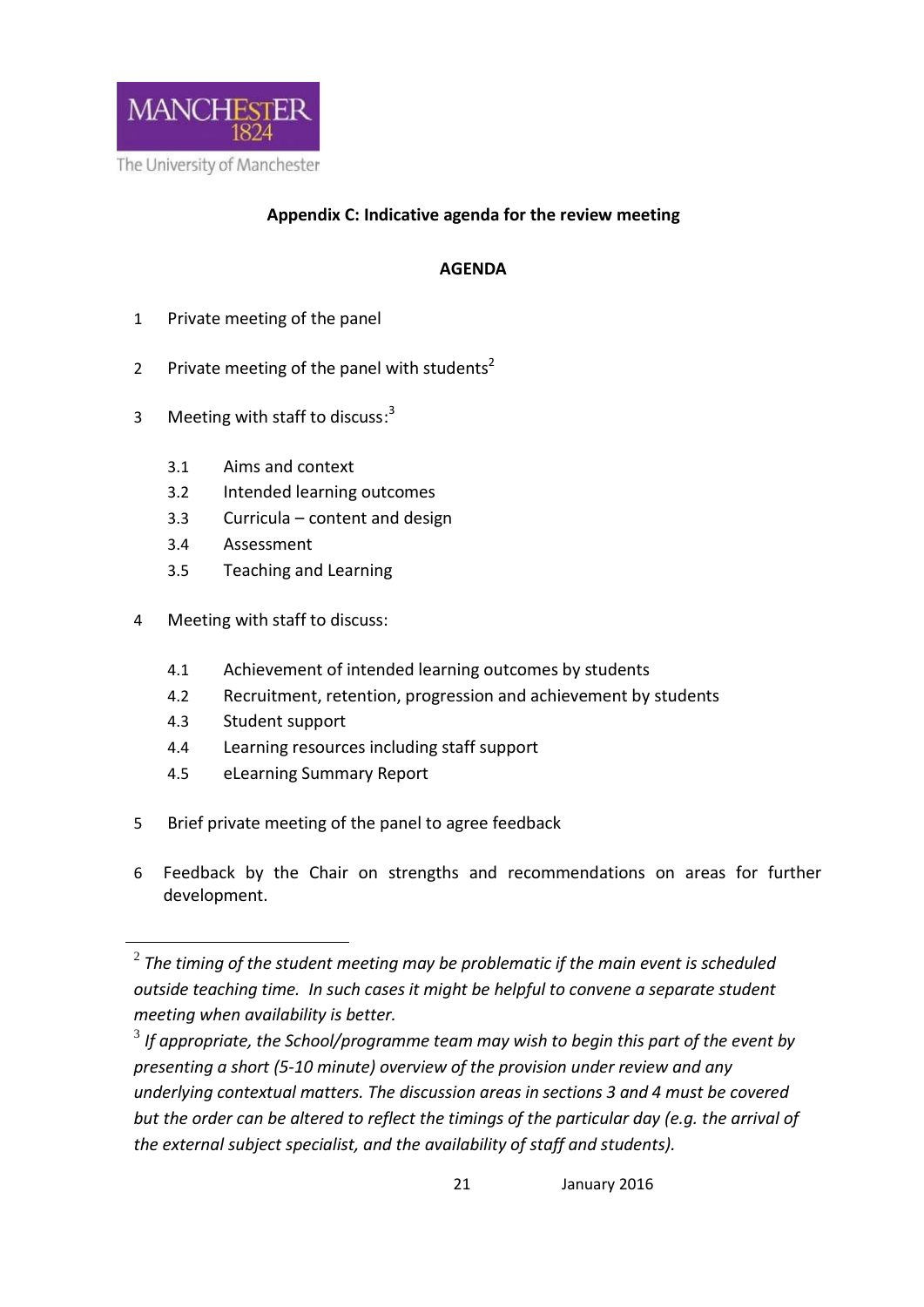### Appendix C: Indicative agenda for the review meeting

#### AGENDA

1 Private meeting of the panel

2 Private meeting of the panel with students[2]

3 Meeting with staff to discuss:[3]

- 3.1 Aims and context
- 3.2 Intended learning outcomes
- 3.3 Curricula – content and design
- 3.4 Assessment
- 3.5 Teaching and Learning

4 Meeting with staff to discuss:

- 4.1 Achievement of intended learning outcomes by students
- 4.2 Recruitment, retention, progression and achievement by students
- 4.3 Student support
- 4.4 Learning resources including staff support
- 4.5 eLearning Summary Report

5 Brief private meeting of the panel to agree feedback

6 Feedback by the Chair on strengths and recommendations on areas for further development.

---

[2] *The timing of the student meeting may be problematic if the main event is scheduled outside teaching time. In such cases it might be helpful to convene a separate student meeting when availability is better.*

[3] *If appropriate, the School/programme team may wish to begin this part of the event by presenting a short (5-10 minute) overview of the provision under review and any underlying contextual matters. The discussion areas in sections 3 and 4 must be covered but the order can be altered to reflect the timings of the particular day (e.g. the arrival of the external subject specialist, and the availability of staff and students).*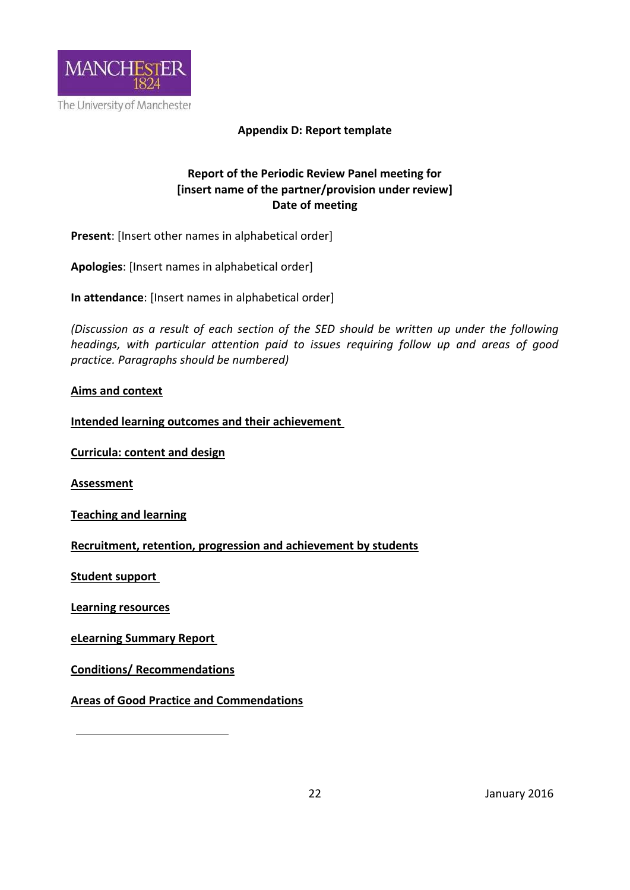**Appendix D: Report template**

**Report of the Periodic Review Panel meeting for**
**[insert name of the partner/provision under review]**
**Date of meeting**

**Present**: [Insert other names in alphabetical order]

**Apologies**: [Insert names in alphabetical order]

**In attendance**: [Insert names in alphabetical order]

*(Discussion as a result of each section of the SED should be written up under the following headings, with particular attention paid to issues requiring follow up and areas of good practice. Paragraphs should be numbered)*

**Aims and context**

**Intended learning outcomes and their achievement**

**Curricula: content and design**

**Assessment**

**Teaching and learning**

**Recruitment, retention, progression and achievement by students**

**Student support**

**Learning resources**

**eLearning Summary Report**

**Conditions/ Recommendations**

**Areas of Good Practice and Commendations**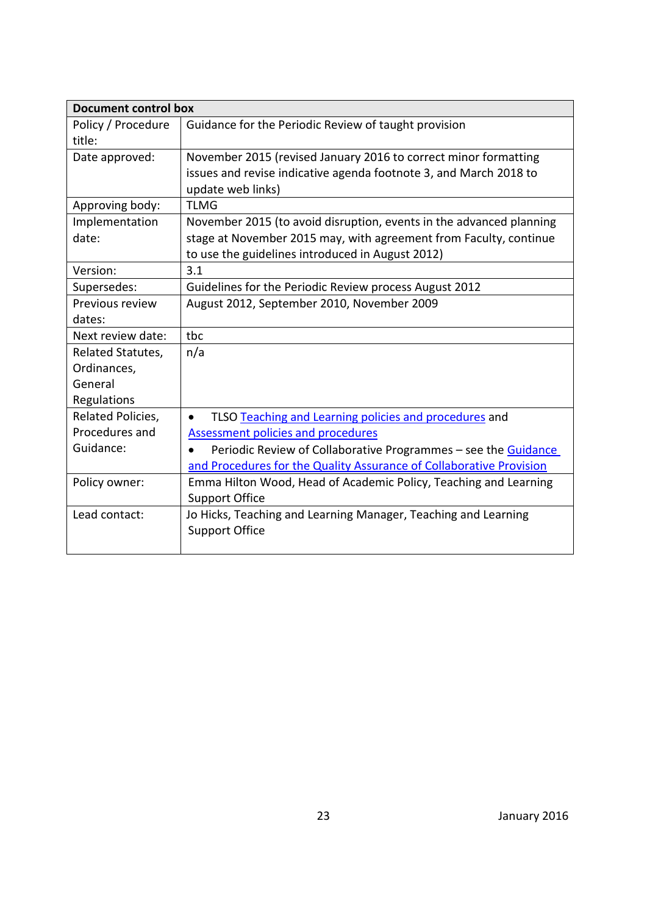| Document control box | |
|---|---|
| Policy / Procedure title: | Guidance for the Periodic Review of taught provision |
| Date approved: | November 2015 (revised January 2016 to correct minor formatting issues and revise indicative agenda footnote 3, and March 2018 to update web links) |
| Approving body: | TLMG |
| Implementation date: | November 2015 (to avoid disruption, events in the advanced planning stage at November 2015 may, with agreement from Faculty, continue to use the guidelines introduced in August 2012) |
| Version: | 3.1 |
| Supersedes: | Guidelines for the Periodic Review process August 2012 |
| Previous review dates: | August 2012, September 2010, November 2009 |
| Next review date: | tbc |
| Related Statutes, Ordinances, General Regulations | n/a |
| Related Policies, Procedures and Guidance: | • TLSO Teaching and Learning policies and procedures and Assessment policies and procedures<br>• Periodic Review of Collaborative Programmes – see the Guidance and Procedures for the Quality Assurance of Collaborative Provision |
| Policy owner: | Emma Hilton Wood, Head of Academic Policy, Teaching and Learning Support Office |
| Lead contact: | Jo Hicks, Teaching and Learning Manager, Teaching and Learning Support Office |